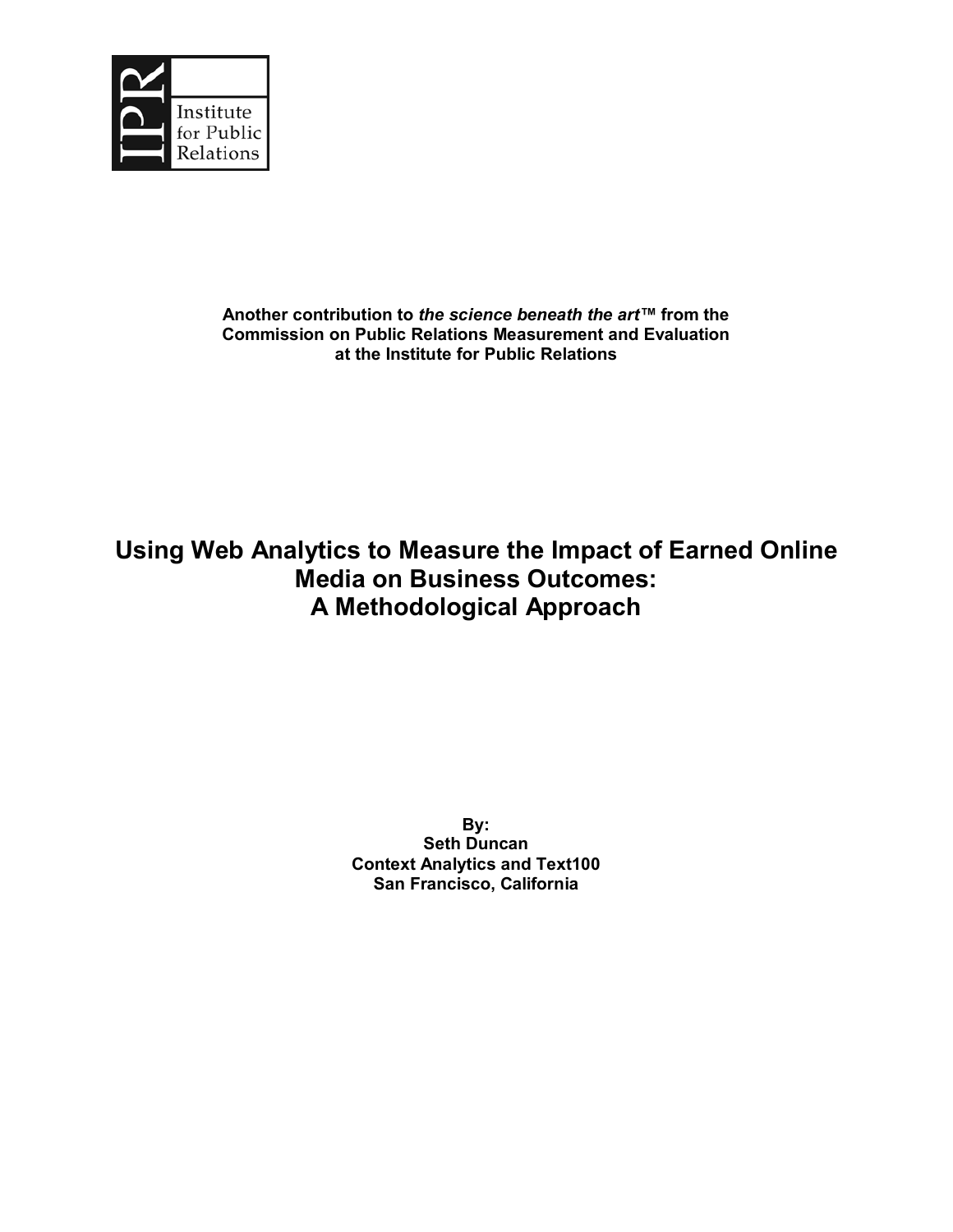IPR Institute for Public Relations

**Another contribution to *the science beneath the art*™ from the Commission on Public Relations Measurement and Evaluation at the Institute for Public Relations**

# Using Web Analytics to Measure the Impact of Earned Online Media on Business Outcomes: A Methodological Approach

**By:**
**Seth Duncan**
**Context Analytics and Text100**
**San Francisco, California**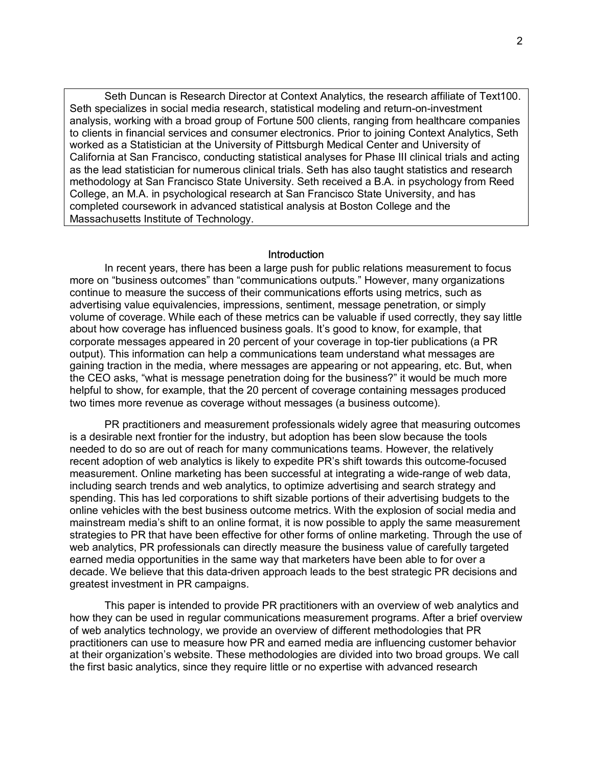Seth Duncan is Research Director at Context Analytics, the research affiliate of Text100. Seth specializes in social media research, statistical modeling and return-on-investment analysis, working with a broad group of Fortune 500 clients, ranging from healthcare companies to clients in financial services and consumer electronics. Prior to joining Context Analytics, Seth worked as a Statistician at the University of Pittsburgh Medical Center and University of California at San Francisco, conducting statistical analyses for Phase III clinical trials and acting as the lead statistician for numerous clinical trials. Seth has also taught statistics and research methodology at San Francisco State University. Seth received a B.A. in psychology from Reed College, an M.A. in psychological research at San Francisco State University, and has completed coursework in advanced statistical analysis at Boston College and the Massachusetts Institute of Technology.

## Introduction

In recent years, there has been a large push for public relations measurement to focus more on "business outcomes" than "communications outputs." However, many organizations continue to measure the success of their communications efforts using metrics, such as advertising value equivalencies, impressions, sentiment, message penetration, or simply volume of coverage. While each of these metrics can be valuable if used correctly, they say little about how coverage has influenced business goals. It's good to know, for example, that corporate messages appeared in 20 percent of your coverage in top-tier publications (a PR output). This information can help a communications team understand what messages are gaining traction in the media, where messages are appearing or not appearing, etc. But, when the CEO asks, "what is message penetration doing for the business?" it would be much more helpful to show, for example, that the 20 percent of coverage containing messages produced two times more revenue as coverage without messages (a business outcome).

PR practitioners and measurement professionals widely agree that measuring outcomes is a desirable next frontier for the industry, but adoption has been slow because the tools needed to do so are out of reach for many communications teams. However, the relatively recent adoption of web analytics is likely to expedite PR's shift towards this outcome-focused measurement. Online marketing has been successful at integrating a wide-range of web data, including search trends and web analytics, to optimize advertising and search strategy and spending. This has led corporations to shift sizable portions of their advertising budgets to the online vehicles with the best business outcome metrics. With the explosion of social media and mainstream media's shift to an online format, it is now possible to apply the same measurement strategies to PR that have been effective for other forms of online marketing. Through the use of web analytics, PR professionals can directly measure the business value of carefully targeted earned media opportunities in the same way that marketers have been able to for over a decade. We believe that this data-driven approach leads to the best strategic PR decisions and greatest investment in PR campaigns.

This paper is intended to provide PR practitioners with an overview of web analytics and how they can be used in regular communications measurement programs. After a brief overview of web analytics technology, we provide an overview of different methodologies that PR practitioners can use to measure how PR and earned media are influencing customer behavior at their organization's website. These methodologies are divided into two broad groups. We call the first basic analytics, since they require little or no expertise with advanced research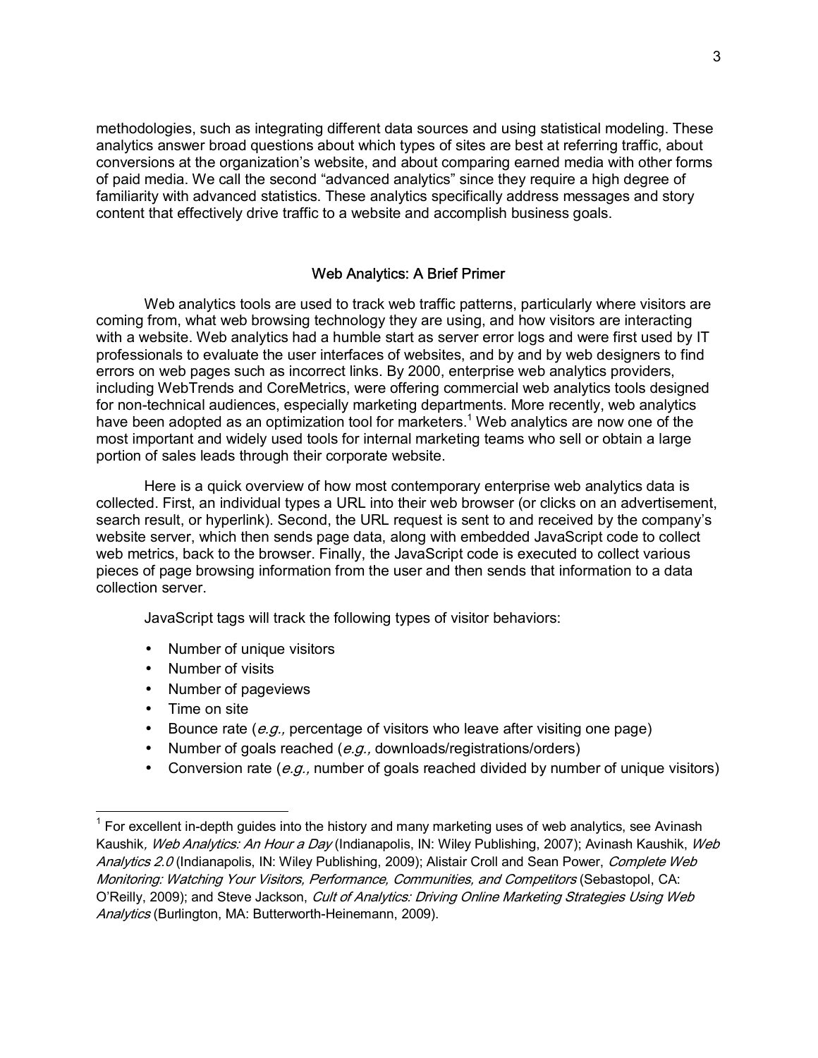methodologies, such as integrating different data sources and using statistical modeling. These analytics answer broad questions about which types of sites are best at referring traffic, about conversions at the organization's website, and about comparing earned media with other forms of paid media. We call the second "advanced analytics" since they require a high degree of familiarity with advanced statistics. These analytics specifically address messages and story content that effectively drive traffic to a website and accomplish business goals.

## Web Analytics: A Brief Primer

Web analytics tools are used to track web traffic patterns, particularly where visitors are coming from, what web browsing technology they are using, and how visitors are interacting with a website. Web analytics had a humble start as server error logs and were first used by IT professionals to evaluate the user interfaces of websites, and by and by web designers to find errors on web pages such as incorrect links. By 2000, enterprise web analytics providers, including WebTrends and CoreMetrics, were offering commercial web analytics tools designed for non-technical audiences, especially marketing departments. More recently, web analytics have been adopted as an optimization tool for marketers.[1] Web analytics are now one of the most important and widely used tools for internal marketing teams who sell or obtain a large portion of sales leads through their corporate website.

Here is a quick overview of how most contemporary enterprise web analytics data is collected. First, an individual types a URL into their web browser (or clicks on an advertisement, search result, or hyperlink). Second, the URL request is sent to and received by the company's website server, which then sends page data, along with embedded JavaScript code to collect web metrics, back to the browser. Finally, the JavaScript code is executed to collect various pieces of page browsing information from the user and then sends that information to a data collection server.

JavaScript tags will track the following types of visitor behaviors:

- Number of unique visitors
- Number of visits
- Number of pageviews
- Time on site
- Bounce rate (*e.g.,* percentage of visitors who leave after visiting one page)
- Number of goals reached (*e.g.,* downloads/registrations/orders)
- Conversion rate (*e.g.,* number of goals reached divided by number of unique visitors)

---

[1] For excellent in-depth guides into the history and many marketing uses of web analytics, see Avinash Kaushik*, Web Analytics: An Hour a Day* (Indianapolis, IN: Wiley Publishing, 2007); Avinash Kaushik, *Web Analytics 2.0* (Indianapolis, IN: Wiley Publishing, 2009); Alistair Croll and Sean Power, *Complete Web Monitoring: Watching Your Visitors, Performance, Communities, and Competitors* (Sebastopol, CA: O'Reilly, 2009); and Steve Jackson, *Cult of Analytics: Driving Online Marketing Strategies Using Web Analytics* (Burlington, MA: Butterworth-Heinemann, 2009).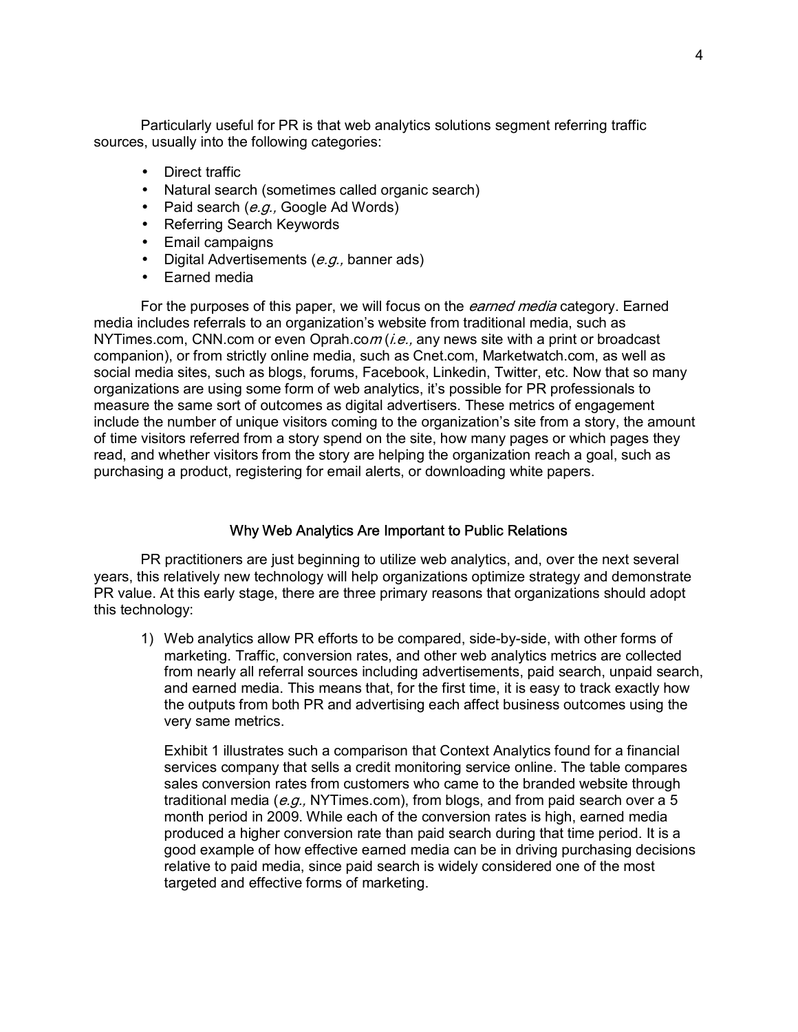Particularly useful for PR is that web analytics solutions segment referring traffic sources, usually into the following categories:

- Direct traffic
- Natural search (sometimes called organic search)
- Paid search (*e.g.,* Google Ad Words)
- Referring Search Keywords
- Email campaigns
- Digital Advertisements (*e.g.,* banner ads)
- Earned media

For the purposes of this paper, we will focus on the *earned media* category. Earned media includes referrals to an organization's website from traditional media, such as NYTimes.com, CNN.com or even Oprah.co*m* (*i.e.,* any news site with a print or broadcast companion), or from strictly online media, such as Cnet.com, Marketwatch.com, as well as social media sites, such as blogs, forums, Facebook, Linkedin, Twitter, etc. Now that so many organizations are using some form of web analytics, it's possible for PR professionals to measure the same sort of outcomes as digital advertisers. These metrics of engagement include the number of unique visitors coming to the organization's site from a story, the amount of time visitors referred from a story spend on the site, how many pages or which pages they read, and whether visitors from the story are helping the organization reach a goal, such as purchasing a product, registering for email alerts, or downloading white papers.

## Why Web Analytics Are Important to Public Relations

PR practitioners are just beginning to utilize web analytics, and, over the next several years, this relatively new technology will help organizations optimize strategy and demonstrate PR value. At this early stage, there are three primary reasons that organizations should adopt this technology:

1) Web analytics allow PR efforts to be compared, side-by-side, with other forms of marketing. Traffic, conversion rates, and other web analytics metrics are collected from nearly all referral sources including advertisements, paid search, unpaid search, and earned media. This means that, for the first time, it is easy to track exactly how the outputs from both PR and advertising each affect business outcomes using the very same metrics.

   Exhibit 1 illustrates such a comparison that Context Analytics found for a financial services company that sells a credit monitoring service online. The table compares sales conversion rates from customers who came to the branded website through traditional media (*e.g.,* NYTimes.com), from blogs, and from paid search over a 5 month period in 2009. While each of the conversion rates is high, earned media produced a higher conversion rate than paid search during that time period. It is a good example of how effective earned media can be in driving purchasing decisions relative to paid media, since paid search is widely considered one of the most targeted and effective forms of marketing.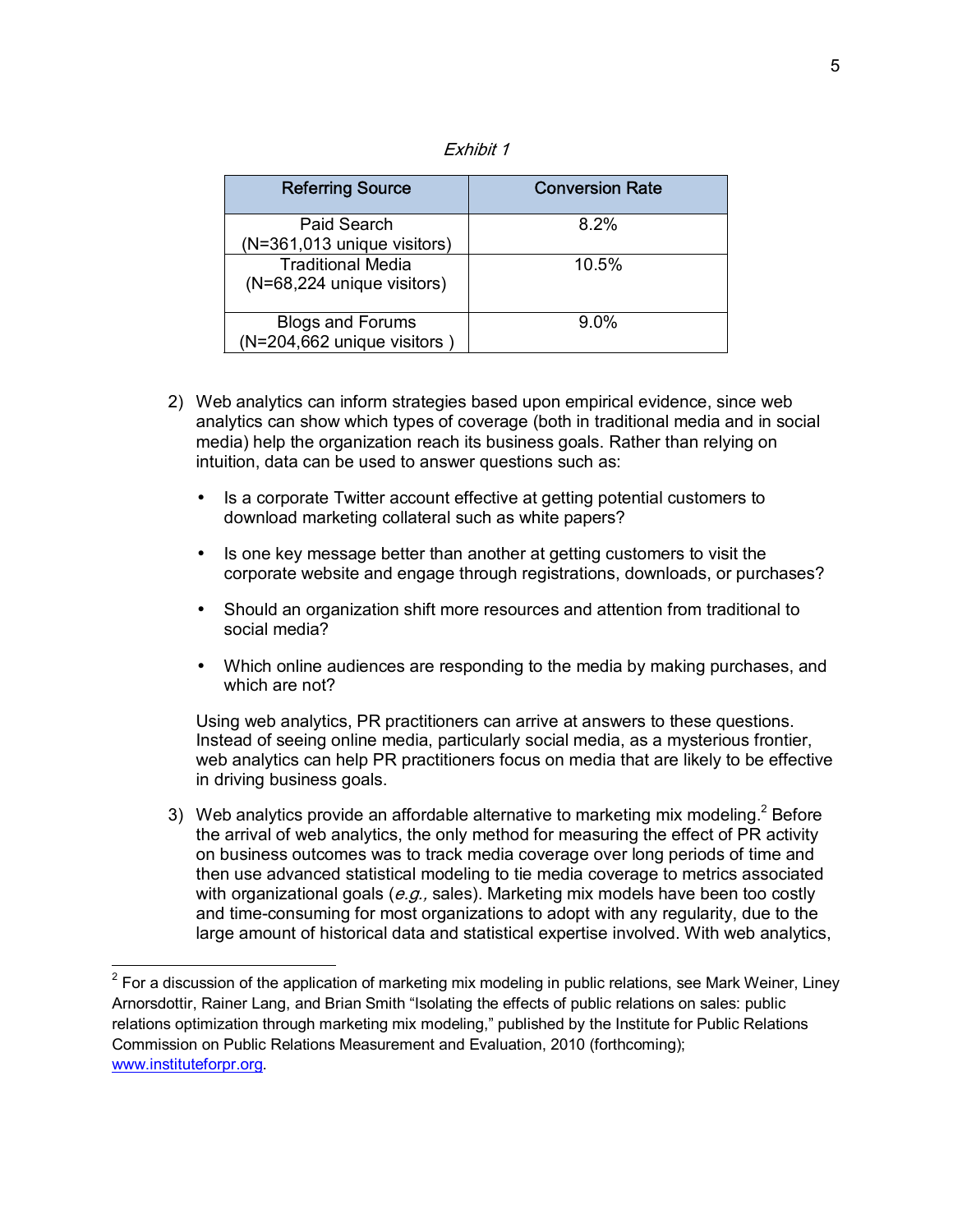*Exhibit 1*

| Referring Source | Conversion Rate |
|---|---|
| Paid Search (N=361,013 unique visitors) | 8.2% |
| Traditional Media (N=68,224 unique visitors) | 10.5% |
| Blogs and Forums (N=204,662 unique visitors ) | 9.0% |

2) Web analytics can inform strategies based upon empirical evidence, since web analytics can show which types of coverage (both in traditional media and in social media) help the organization reach its business goals. Rather than relying on intuition, data can be used to answer questions such as:

   - Is a corporate Twitter account effective at getting potential customers to download marketing collateral such as white papers?
   - Is one key message better than another at getting customers to visit the corporate website and engage through registrations, downloads, or purchases?
   - Should an organization shift more resources and attention from traditional to social media?
   - Which online audiences are responding to the media by making purchases, and which are not?

   Using web analytics, PR practitioners can arrive at answers to these questions. Instead of seeing online media, particularly social media, as a mysterious frontier, web analytics can help PR practitioners focus on media that are likely to be effective in driving business goals.

3) Web analytics provide an affordable alternative to marketing mix modeling.[2] Before the arrival of web analytics, the only method for measuring the effect of PR activity on business outcomes was to track media coverage over long periods of time and then use advanced statistical modeling to tie media coverage to metrics associated with organizational goals (*e.g.,* sales). Marketing mix models have been too costly and time-consuming for most organizations to adopt with any regularity, due to the large amount of historical data and statistical expertise involved. With web analytics,

---

[2] For a discussion of the application of marketing mix modeling in public relations, see Mark Weiner, Liney Arnorsdottir, Rainer Lang, and Brian Smith "Isolating the effects of public relations on sales: public relations optimization through marketing mix modeling," published by the Institute for Public Relations Commission on Public Relations Measurement and Evaluation, 2010 (forthcoming); www.instituteforpr.org.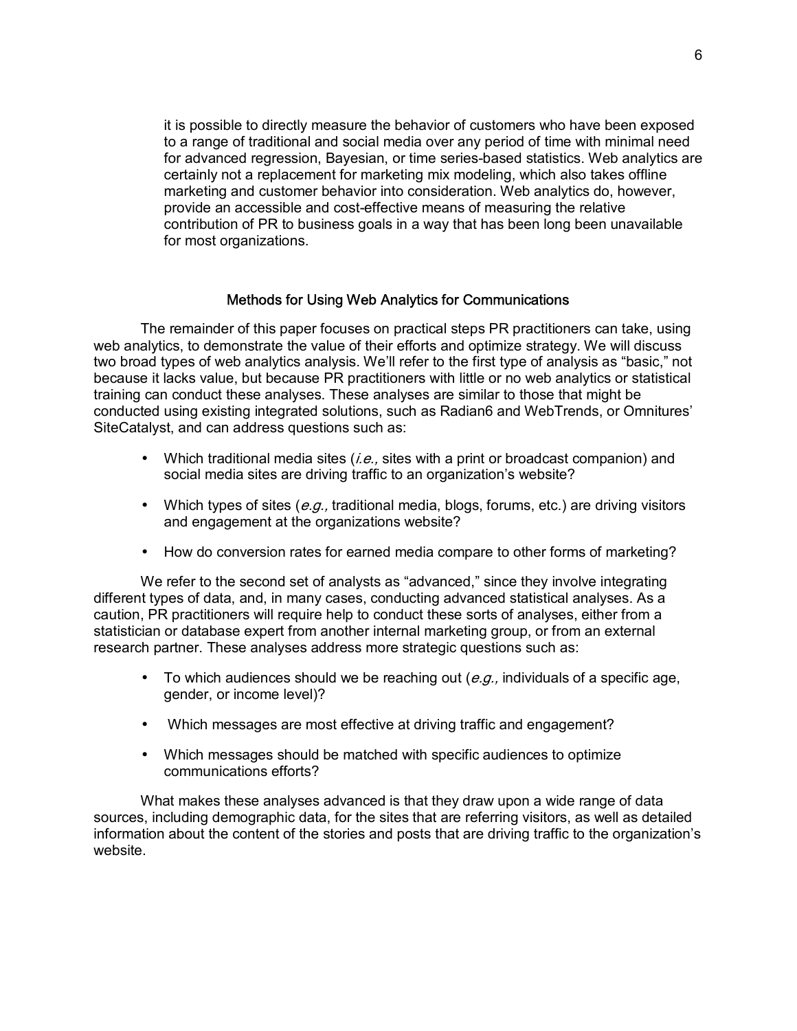it is possible to directly measure the behavior of customers who have been exposed to a range of traditional and social media over any period of time with minimal need for advanced regression, Bayesian, or time series-based statistics. Web analytics are certainly not a replacement for marketing mix modeling, which also takes offline marketing and customer behavior into consideration. Web analytics do, however, provide an accessible and cost-effective means of measuring the relative contribution of PR to business goals in a way that has been long been unavailable for most organizations.

## Methods for Using Web Analytics for Communications

The remainder of this paper focuses on practical steps PR practitioners can take, using web analytics, to demonstrate the value of their efforts and optimize strategy. We will discuss two broad types of web analytics analysis. We'll refer to the first type of analysis as "basic," not because it lacks value, but because PR practitioners with little or no web analytics or statistical training can conduct these analyses. These analyses are similar to those that might be conducted using existing integrated solutions, such as Radian6 and WebTrends, or Omnitures' SiteCatalyst, and can address questions such as:

- Which traditional media sites (*i.e.,* sites with a print or broadcast companion) and social media sites are driving traffic to an organization's website?
- Which types of sites (*e.g.,* traditional media, blogs, forums, etc.) are driving visitors and engagement at the organizations website?
- How do conversion rates for earned media compare to other forms of marketing?

We refer to the second set of analysts as "advanced," since they involve integrating different types of data, and, in many cases, conducting advanced statistical analyses. As a caution, PR practitioners will require help to conduct these sorts of analyses, either from a statistician or database expert from another internal marketing group, or from an external research partner. These analyses address more strategic questions such as:

- To which audiences should we be reaching out (*e.g.,* individuals of a specific age, gender, or income level)?
- Which messages are most effective at driving traffic and engagement?
- Which messages should be matched with specific audiences to optimize communications efforts?

What makes these analyses advanced is that they draw upon a wide range of data sources, including demographic data, for the sites that are referring visitors, as well as detailed information about the content of the stories and posts that are driving traffic to the organization's website.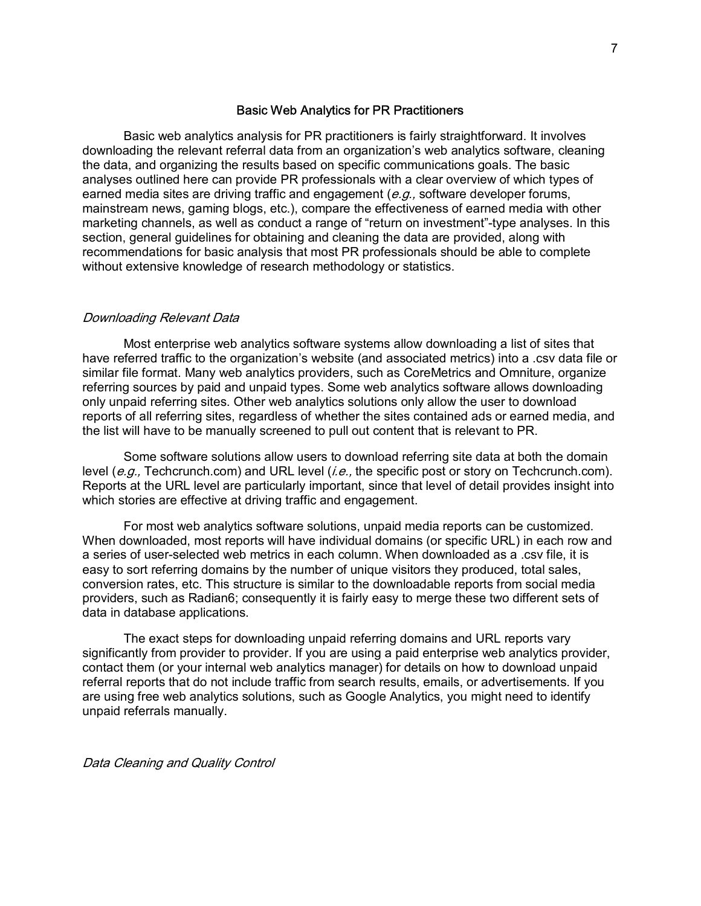## Basic Web Analytics for PR Practitioners

Basic web analytics analysis for PR practitioners is fairly straightforward. It involves downloading the relevant referral data from an organization's web analytics software, cleaning the data, and organizing the results based on specific communications goals. The basic analyses outlined here can provide PR professionals with a clear overview of which types of earned media sites are driving traffic and engagement (*e.g.,* software developer forums, mainstream news, gaming blogs, etc.), compare the effectiveness of earned media with other marketing channels, as well as conduct a range of "return on investment"-type analyses. In this section, general guidelines for obtaining and cleaning the data are provided, along with recommendations for basic analysis that most PR professionals should be able to complete without extensive knowledge of research methodology or statistics.

### *Downloading Relevant Data*

Most enterprise web analytics software systems allow downloading a list of sites that have referred traffic to the organization's website (and associated metrics) into a .csv data file or similar file format. Many web analytics providers, such as CoreMetrics and Omniture, organize referring sources by paid and unpaid types. Some web analytics software allows downloading only unpaid referring sites. Other web analytics solutions only allow the user to download reports of all referring sites, regardless of whether the sites contained ads or earned media, and the list will have to be manually screened to pull out content that is relevant to PR.

Some software solutions allow users to download referring site data at both the domain level (*e.g.,* Techcrunch.com) and URL level (*i.e.,* the specific post or story on Techcrunch.com). Reports at the URL level are particularly important, since that level of detail provides insight into which stories are effective at driving traffic and engagement.

For most web analytics software solutions, unpaid media reports can be customized. When downloaded, most reports will have individual domains (or specific URL) in each row and a series of user-selected web metrics in each column. When downloaded as a .csv file, it is easy to sort referring domains by the number of unique visitors they produced, total sales, conversion rates, etc. This structure is similar to the downloadable reports from social media providers, such as Radian6; consequently it is fairly easy to merge these two different sets of data in database applications.

The exact steps for downloading unpaid referring domains and URL reports vary significantly from provider to provider. If you are using a paid enterprise web analytics provider, contact them (or your internal web analytics manager) for details on how to download unpaid referral reports that do not include traffic from search results, emails, or advertisements. If you are using free web analytics solutions, such as Google Analytics, you might need to identify unpaid referrals manually.

### *Data Cleaning and Quality Control*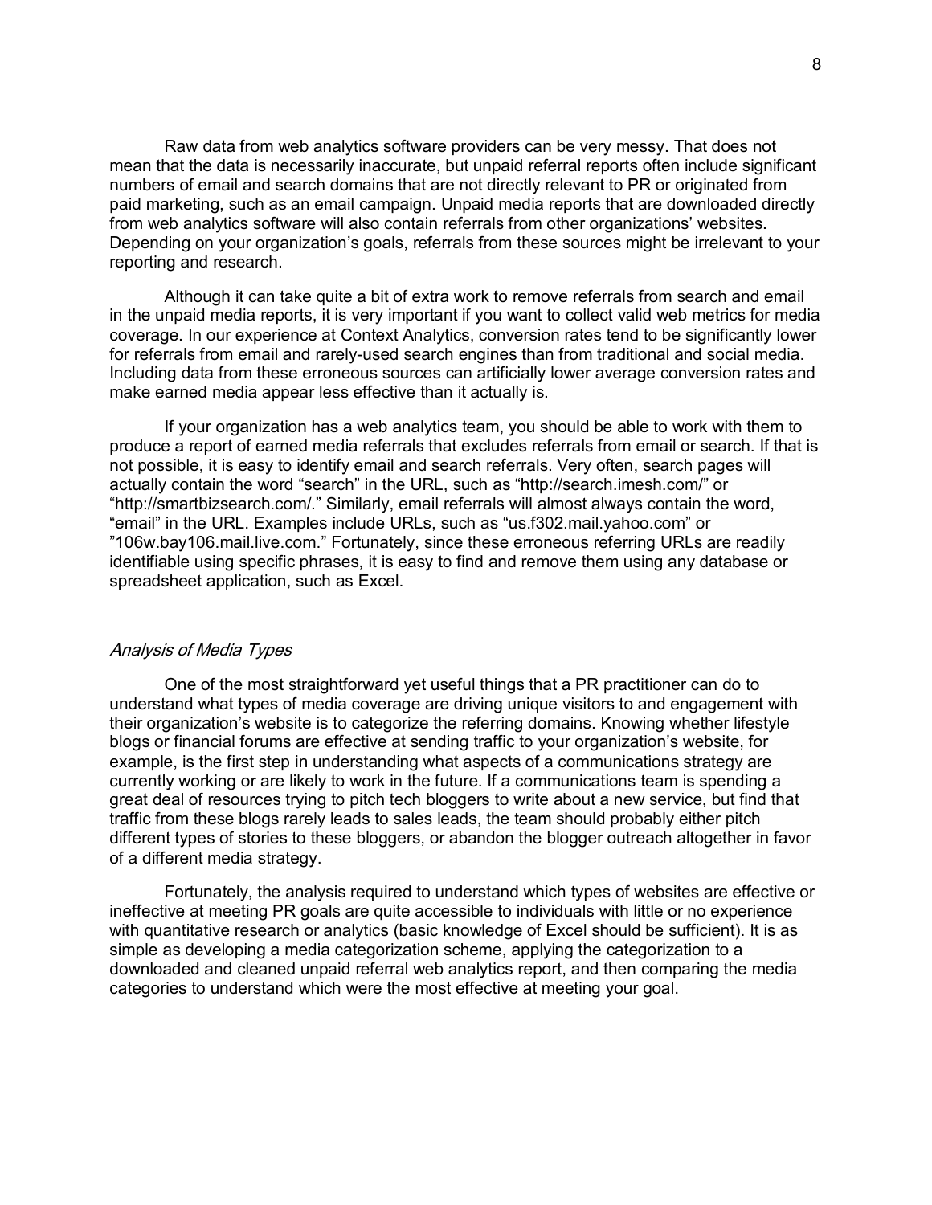Raw data from web analytics software providers can be very messy. That does not mean that the data is necessarily inaccurate, but unpaid referral reports often include significant numbers of email and search domains that are not directly relevant to PR or originated from paid marketing, such as an email campaign. Unpaid media reports that are downloaded directly from web analytics software will also contain referrals from other organizations' websites. Depending on your organization's goals, referrals from these sources might be irrelevant to your reporting and research.

Although it can take quite a bit of extra work to remove referrals from search and email in the unpaid media reports, it is very important if you want to collect valid web metrics for media coverage. In our experience at Context Analytics, conversion rates tend to be significantly lower for referrals from email and rarely-used search engines than from traditional and social media. Including data from these erroneous sources can artificially lower average conversion rates and make earned media appear less effective than it actually is.

If your organization has a web analytics team, you should be able to work with them to produce a report of earned media referrals that excludes referrals from email or search. If that is not possible, it is easy to identify email and search referrals. Very often, search pages will actually contain the word "search" in the URL, such as "http://search.imesh.com/" or "http://smartbizsearch.com/." Similarly, email referrals will almost always contain the word, "email" in the URL. Examples include URLs, such as "us.f302.mail.yahoo.com" or "106w.bay106.mail.live.com." Fortunately, since these erroneous referring URLs are readily identifiable using specific phrases, it is easy to find and remove them using any database or spreadsheet application, such as Excel.

*Analysis of Media Types*

One of the most straightforward yet useful things that a PR practitioner can do to understand what types of media coverage are driving unique visitors to and engagement with their organization's website is to categorize the referring domains. Knowing whether lifestyle blogs or financial forums are effective at sending traffic to your organization's website, for example, is the first step in understanding what aspects of a communications strategy are currently working or are likely to work in the future. If a communications team is spending a great deal of resources trying to pitch tech bloggers to write about a new service, but find that traffic from these blogs rarely leads to sales leads, the team should probably either pitch different types of stories to these bloggers, or abandon the blogger outreach altogether in favor of a different media strategy.

Fortunately, the analysis required to understand which types of websites are effective or ineffective at meeting PR goals are quite accessible to individuals with little or no experience with quantitative research or analytics (basic knowledge of Excel should be sufficient). It is as simple as developing a media categorization scheme, applying the categorization to a downloaded and cleaned unpaid referral web analytics report, and then comparing the media categories to understand which were the most effective at meeting your goal.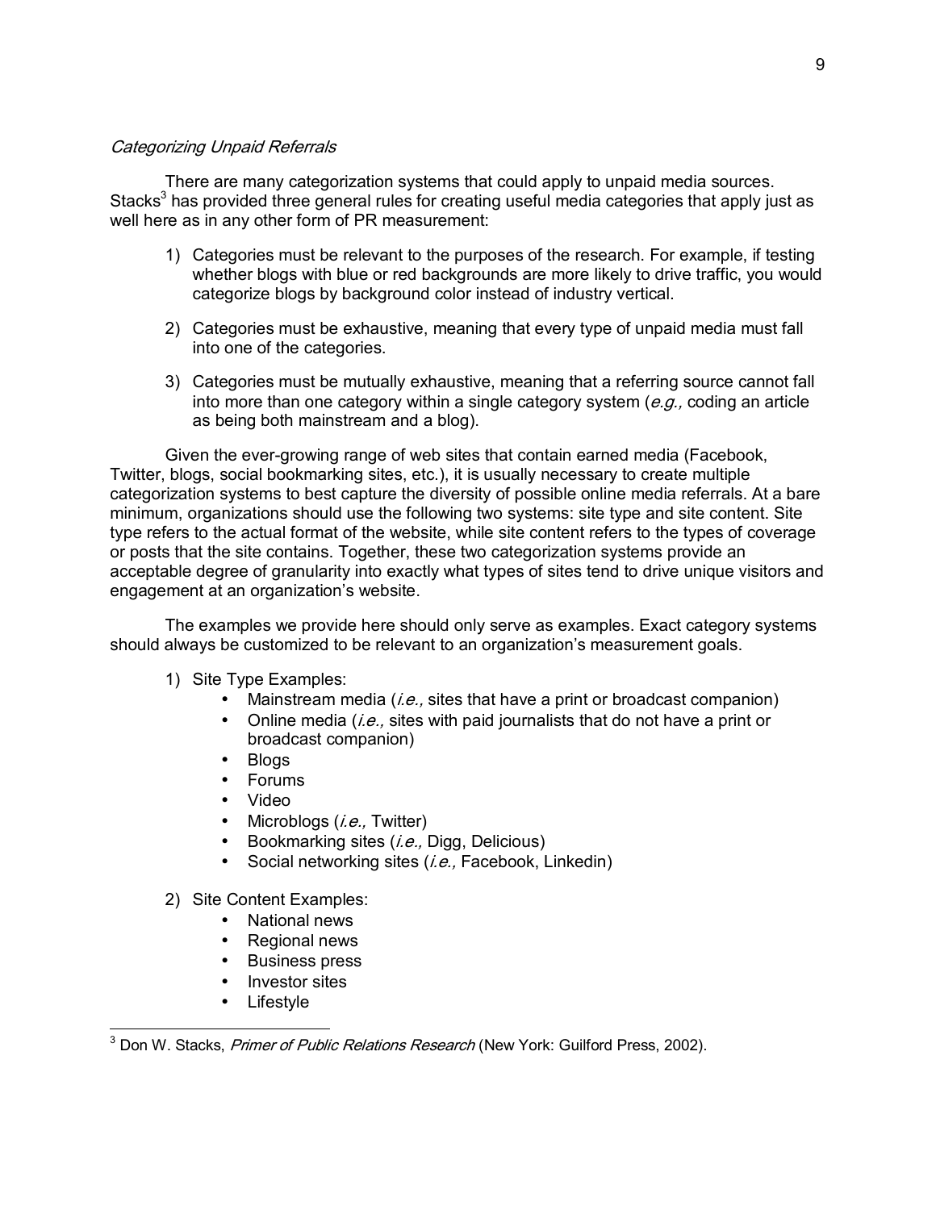*Categorizing Unpaid Referrals*

There are many categorization systems that could apply to unpaid media sources. Stacks[3] has provided three general rules for creating useful media categories that apply just as well here as in any other form of PR measurement:

1) Categories must be relevant to the purposes of the research. For example, if testing whether blogs with blue or red backgrounds are more likely to drive traffic, you would categorize blogs by background color instead of industry vertical.

2) Categories must be exhaustive, meaning that every type of unpaid media must fall into one of the categories.

3) Categories must be mutually exhaustive, meaning that a referring source cannot fall into more than one category within a single category system (*e.g.,* coding an article as being both mainstream and a blog).

Given the ever-growing range of web sites that contain earned media (Facebook, Twitter, blogs, social bookmarking sites, etc.), it is usually necessary to create multiple categorization systems to best capture the diversity of possible online media referrals. At a bare minimum, organizations should use the following two systems: site type and site content. Site type refers to the actual format of the website, while site content refers to the types of coverage or posts that the site contains. Together, these two categorization systems provide an acceptable degree of granularity into exactly what types of sites tend to drive unique visitors and engagement at an organization's website.

The examples we provide here should only serve as examples. Exact category systems should always be customized to be relevant to an organization's measurement goals.

1) Site Type Examples:
   - Mainstream media (*i.e.,* sites that have a print or broadcast companion)
   - Online media (*i.e.,* sites with paid journalists that do not have a print or broadcast companion)
   - Blogs
   - Forums
   - Video
   - Microblogs (*i.e.,* Twitter)
   - Bookmarking sites (*i.e.,* Digg, Delicious)
   - Social networking sites (*i.e.,* Facebook, Linkedin)

2) Site Content Examples:
   - National news
   - Regional news
   - Business press
   - Investor sites
   - Lifestyle

---

[3] Don W. Stacks, *Primer of Public Relations Research* (New York: Guilford Press, 2002).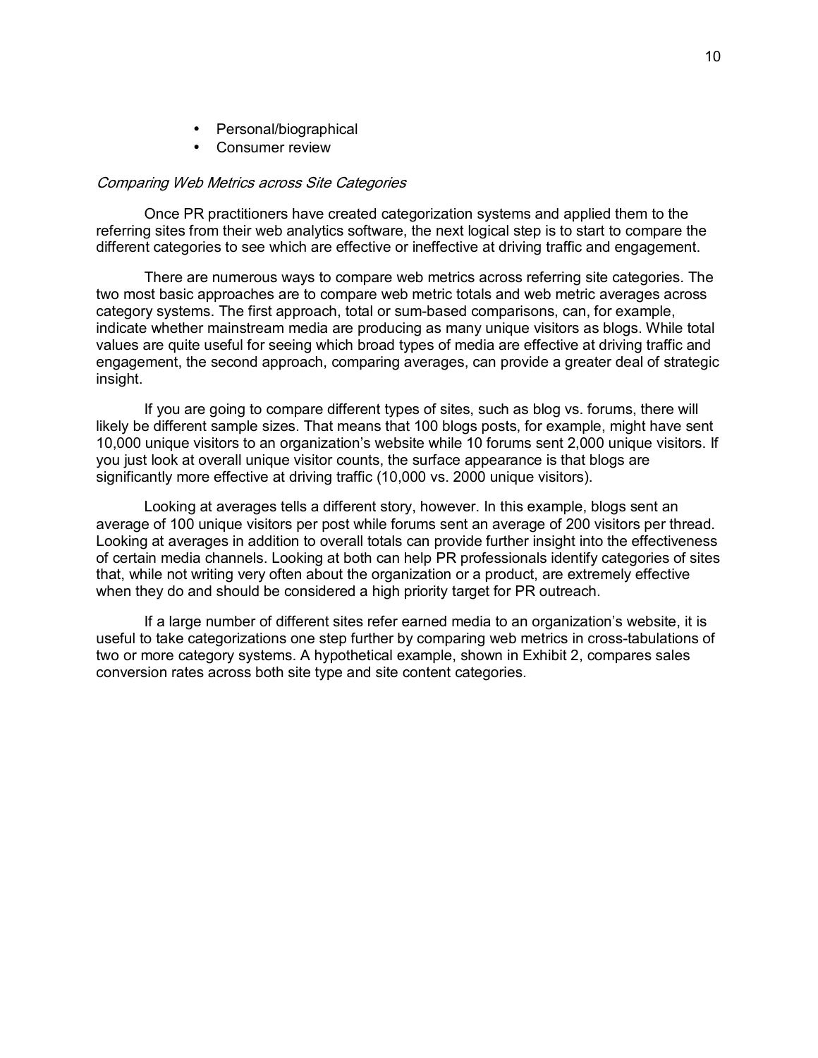- Personal/biographical
- Consumer review

*Comparing Web Metrics across Site Categories*

Once PR practitioners have created categorization systems and applied them to the referring sites from their web analytics software, the next logical step is to start to compare the different categories to see which are effective or ineffective at driving traffic and engagement.

There are numerous ways to compare web metrics across referring site categories. The two most basic approaches are to compare web metric totals and web metric averages across category systems. The first approach, total or sum-based comparisons, can, for example, indicate whether mainstream media are producing as many unique visitors as blogs. While total values are quite useful for seeing which broad types of media are effective at driving traffic and engagement, the second approach, comparing averages, can provide a greater deal of strategic insight.

If you are going to compare different types of sites, such as blog vs. forums, there will likely be different sample sizes. That means that 100 blogs posts, for example, might have sent 10,000 unique visitors to an organization's website while 10 forums sent 2,000 unique visitors. If you just look at overall unique visitor counts, the surface appearance is that blogs are significantly more effective at driving traffic (10,000 vs. 2000 unique visitors).

Looking at averages tells a different story, however. In this example, blogs sent an average of 100 unique visitors per post while forums sent an average of 200 visitors per thread. Looking at averages in addition to overall totals can provide further insight into the effectiveness of certain media channels. Looking at both can help PR professionals identify categories of sites that, while not writing very often about the organization or a product, are extremely effective when they do and should be considered a high priority target for PR outreach.

If a large number of different sites refer earned media to an organization's website, it is useful to take categorizations one step further by comparing web metrics in cross-tabulations of two or more category systems. A hypothetical example, shown in Exhibit 2, compares sales conversion rates across both site type and site content categories.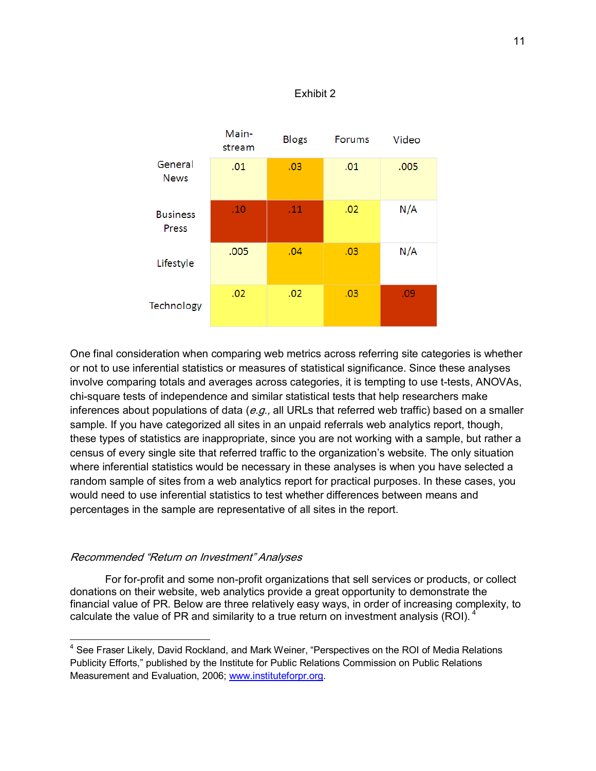Exhibit 2

| | Main-stream | Blogs | Forums | Video |
|---|---|---|---|---|
| General News | .01 | .03 | .01 | .005 |
| Business Press | .10 | .11 | .02 | N/A |
| Lifestyle | .005 | .04 | .03 | N/A |
| Technology | .02 | .02 | .03 | .09 |

One final consideration when comparing web metrics across referring site categories is whether or not to use inferential statistics or measures of statistical significance. Since these analyses involve comparing totals and averages across categories, it is tempting to use t-tests, ANOVAs, chi-square tests of independence and similar statistical tests that help researchers make inferences about populations of data (*e.g.,* all URLs that referred web traffic) based on a smaller sample. If you have categorized all sites in an unpaid referrals web analytics report, though, these types of statistics are inappropriate, since you are not working with a sample, but rather a census of every single site that referred traffic to the organization's website. The only situation where inferential statistics would be necessary in these analyses is when you have selected a random sample of sites from a web analytics report for practical purposes. In these cases, you would need to use inferential statistics to test whether differences between means and percentages in the sample are representative of all sites in the report.

### *Recommended "Return on Investment" Analyses*

For for-profit and some non-profit organizations that sell services or products, or collect donations on their website, web analytics provide a great opportunity to demonstrate the financial value of PR. Below are three relatively easy ways, in order of increasing complexity, to calculate the value of PR and similarity to a true return on investment analysis (ROI).[4]

---

[4] See Fraser Likely, David Rockland, and Mark Weiner, "Perspectives on the ROI of Media Relations Publicity Efforts," published by the Institute for Public Relations Commission on Public Relations Measurement and Evaluation, 2006; www.instituteforpr.org.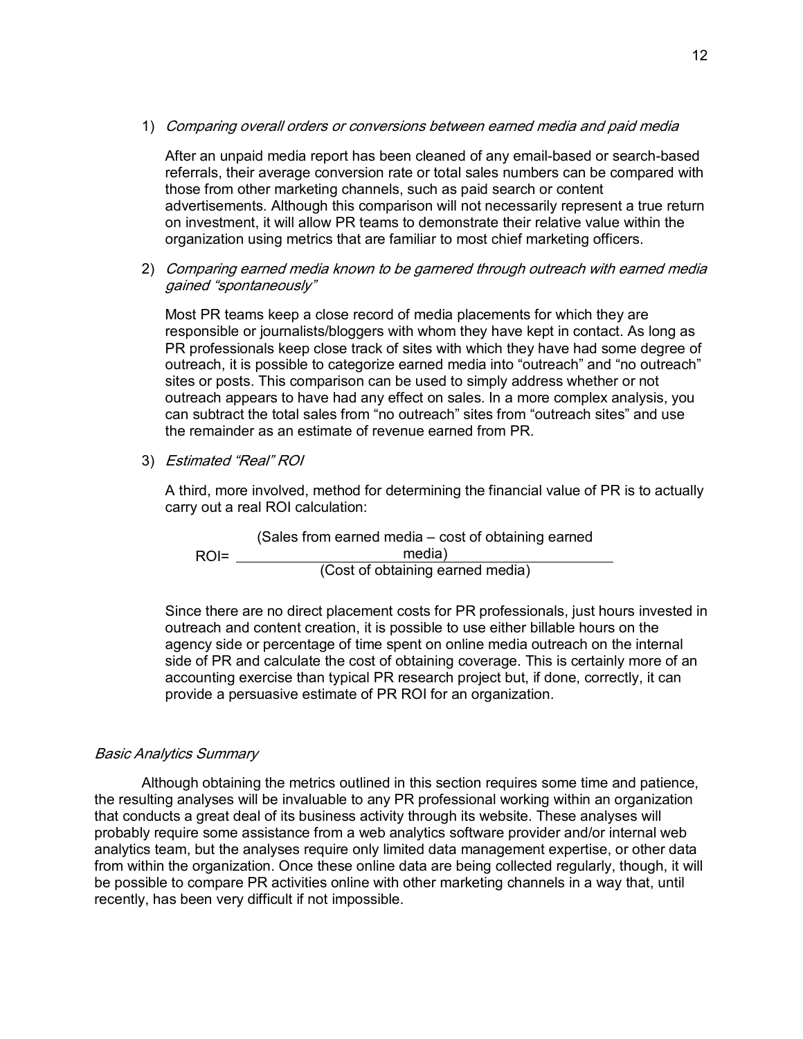1) *Comparing overall orders or conversions between earned media and paid media*

   After an unpaid media report has been cleaned of any email-based or search-based referrals, their average conversion rate or total sales numbers can be compared with those from other marketing channels, such as paid search or content advertisements. Although this comparison will not necessarily represent a true return on investment, it will allow PR teams to demonstrate their relative value within the organization using metrics that are familiar to most chief marketing officers.

2) *Comparing earned media known to be garnered through outreach with earned media gained "spontaneously"*

   Most PR teams keep a close record of media placements for which they are responsible or journalists/bloggers with whom they have kept in contact. As long as PR professionals keep close track of sites with which they have had some degree of outreach, it is possible to categorize earned media into "outreach" and "no outreach" sites or posts. This comparison can be used to simply address whether or not outreach appears to have had any effect on sales. In a more complex analysis, you can subtract the total sales from "no outreach" sites from "outreach sites" and use the remainder as an estimate of revenue earned from PR.

3) *Estimated "Real" ROI*

   A third, more involved, method for determining the financial value of PR is to actually carry out a real ROI calculation:

$$\text{ROI} = \frac{(\text{Sales from earned media} - \text{cost of obtaining earned media})}{(\text{Cost of obtaining earned media})}$$

   Since there are no direct placement costs for PR professionals, just hours invested in outreach and content creation, it is possible to use either billable hours on the agency side or percentage of time spent on online media outreach on the internal side of PR and calculate the cost of obtaining coverage. This is certainly more of an accounting exercise than typical PR research project but, if done, correctly, it can provide a persuasive estimate of PR ROI for an organization.

*Basic Analytics Summary*

Although obtaining the metrics outlined in this section requires some time and patience, the resulting analyses will be invaluable to any PR professional working within an organization that conducts a great deal of its business activity through its website. These analyses will probably require some assistance from a web analytics software provider and/or internal web analytics team, but the analyses require only limited data management expertise, or other data from within the organization. Once these online data are being collected regularly, though, it will be possible to compare PR activities online with other marketing channels in a way that, until recently, has been very difficult if not impossible.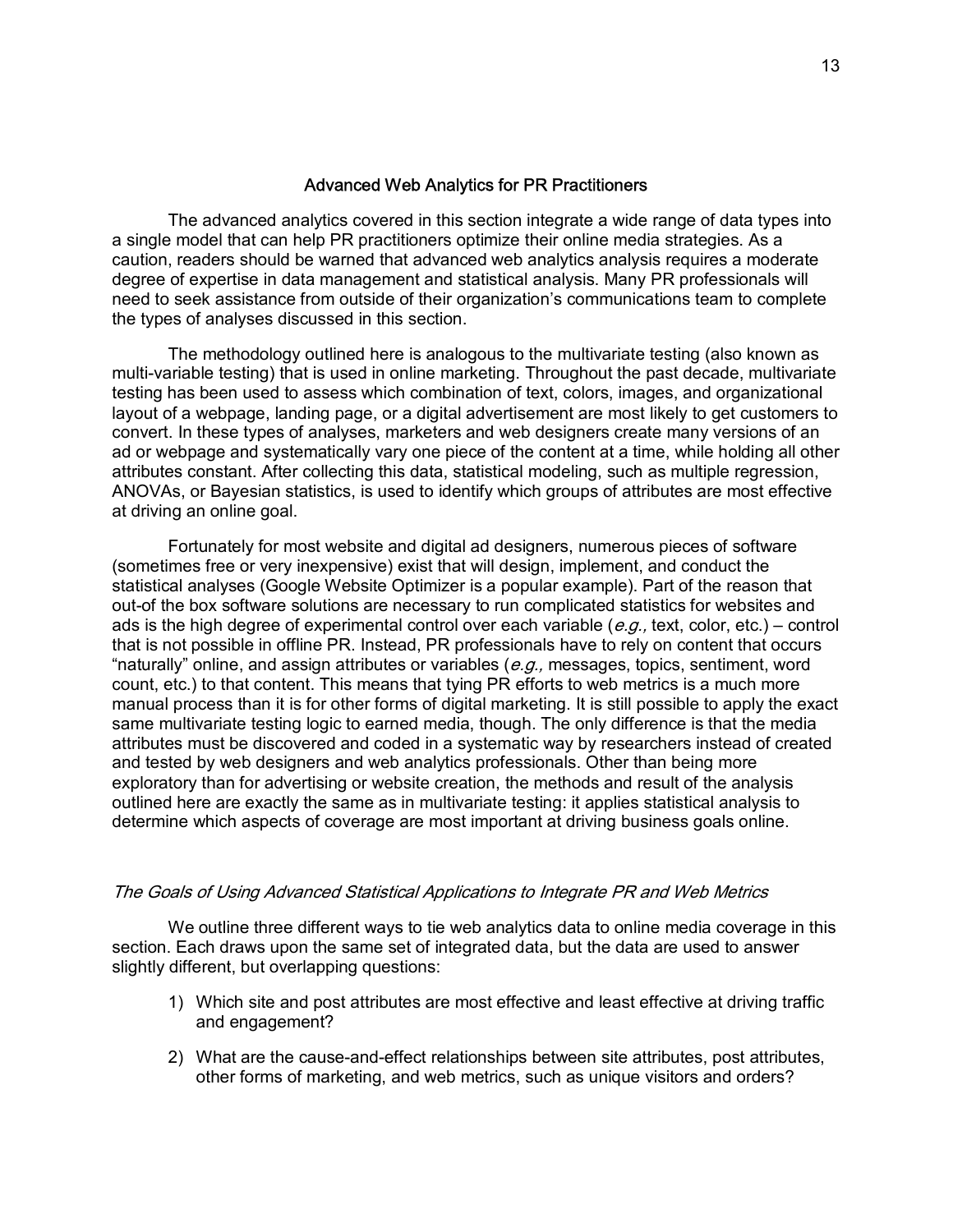## Advanced Web Analytics for PR Practitioners

The advanced analytics covered in this section integrate a wide range of data types into a single model that can help PR practitioners optimize their online media strategies. As a caution, readers should be warned that advanced web analytics analysis requires a moderate degree of expertise in data management and statistical analysis. Many PR professionals will need to seek assistance from outside of their organization's communications team to complete the types of analyses discussed in this section.

The methodology outlined here is analogous to the multivariate testing (also known as multi-variable testing) that is used in online marketing. Throughout the past decade, multivariate testing has been used to assess which combination of text, colors, images, and organizational layout of a webpage, landing page, or a digital advertisement are most likely to get customers to convert. In these types of analyses, marketers and web designers create many versions of an ad or webpage and systematically vary one piece of the content at a time, while holding all other attributes constant. After collecting this data, statistical modeling, such as multiple regression, ANOVAs, or Bayesian statistics, is used to identify which groups of attributes are most effective at driving an online goal.

Fortunately for most website and digital ad designers, numerous pieces of software (sometimes free or very inexpensive) exist that will design, implement, and conduct the statistical analyses (Google Website Optimizer is a popular example). Part of the reason that out-of the box software solutions are necessary to run complicated statistics for websites and ads is the high degree of experimental control over each variable (*e.g.,* text, color, etc.) – control that is not possible in offline PR. Instead, PR professionals have to rely on content that occurs "naturally" online, and assign attributes or variables (*e.g.,* messages, topics, sentiment, word count, etc.) to that content. This means that tying PR efforts to web metrics is a much more manual process than it is for other forms of digital marketing. It is still possible to apply the exact same multivariate testing logic to earned media, though. The only difference is that the media attributes must be discovered and coded in a systematic way by researchers instead of created and tested by web designers and web analytics professionals. Other than being more exploratory than for advertising or website creation, the methods and result of the analysis outlined here are exactly the same as in multivariate testing: it applies statistical analysis to determine which aspects of coverage are most important at driving business goals online.

### *The Goals of Using Advanced Statistical Applications to Integrate PR and Web Metrics*

We outline three different ways to tie web analytics data to online media coverage in this section. Each draws upon the same set of integrated data, but the data are used to answer slightly different, but overlapping questions:

1) Which site and post attributes are most effective and least effective at driving traffic and engagement?
2) What are the cause-and-effect relationships between site attributes, post attributes, other forms of marketing, and web metrics, such as unique visitors and orders?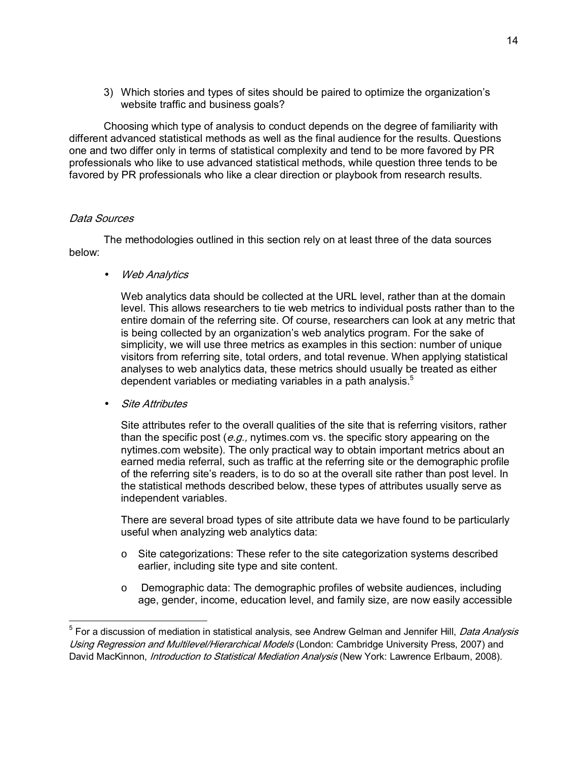3) Which stories and types of sites should be paired to optimize the organization's website traffic and business goals?

Choosing which type of analysis to conduct depends on the degree of familiarity with different advanced statistical methods as well as the final audience for the results. Questions one and two differ only in terms of statistical complexity and tend to be more favored by PR professionals who like to use advanced statistical methods, while question three tends to be favored by PR professionals who like a clear direction or playbook from research results.

*Data Sources*

The methodologies outlined in this section rely on at least three of the data sources below:

- *Web Analytics*

  Web analytics data should be collected at the URL level, rather than at the domain level. This allows researchers to tie web metrics to individual posts rather than to the entire domain of the referring site. Of course, researchers can look at any metric that is being collected by an organization's web analytics program. For the sake of simplicity, we will use three metrics as examples in this section: number of unique visitors from referring site, total orders, and total revenue. When applying statistical analyses to web analytics data, these metrics should usually be treated as either dependent variables or mediating variables in a path analysis.[5]

- *Site Attributes*

  Site attributes refer to the overall qualities of the site that is referring visitors, rather than the specific post (*e.g.,* nytimes.com vs. the specific story appearing on the nytimes.com website). The only practical way to obtain important metrics about an earned media referral, such as traffic at the referring site or the demographic profile of the referring site's readers, is to do so at the overall site rather than post level. In the statistical methods described below, these types of attributes usually serve as independent variables.

  There are several broad types of site attribute data we have found to be particularly useful when analyzing web analytics data:

  - Site categorizations: These refer to the site categorization systems described earlier, including site type and site content.

  - Demographic data: The demographic profiles of website audiences, including age, gender, income, education level, and family size, are now easily accessible

---

[5] For a discussion of mediation in statistical analysis, see Andrew Gelman and Jennifer Hill, *Data Analysis Using Regression and Multilevel/Hierarchical Models* (London: Cambridge University Press, 2007) and David MacKinnon, *Introduction to Statistical Mediation Analysis* (New York: Lawrence Erlbaum, 2008).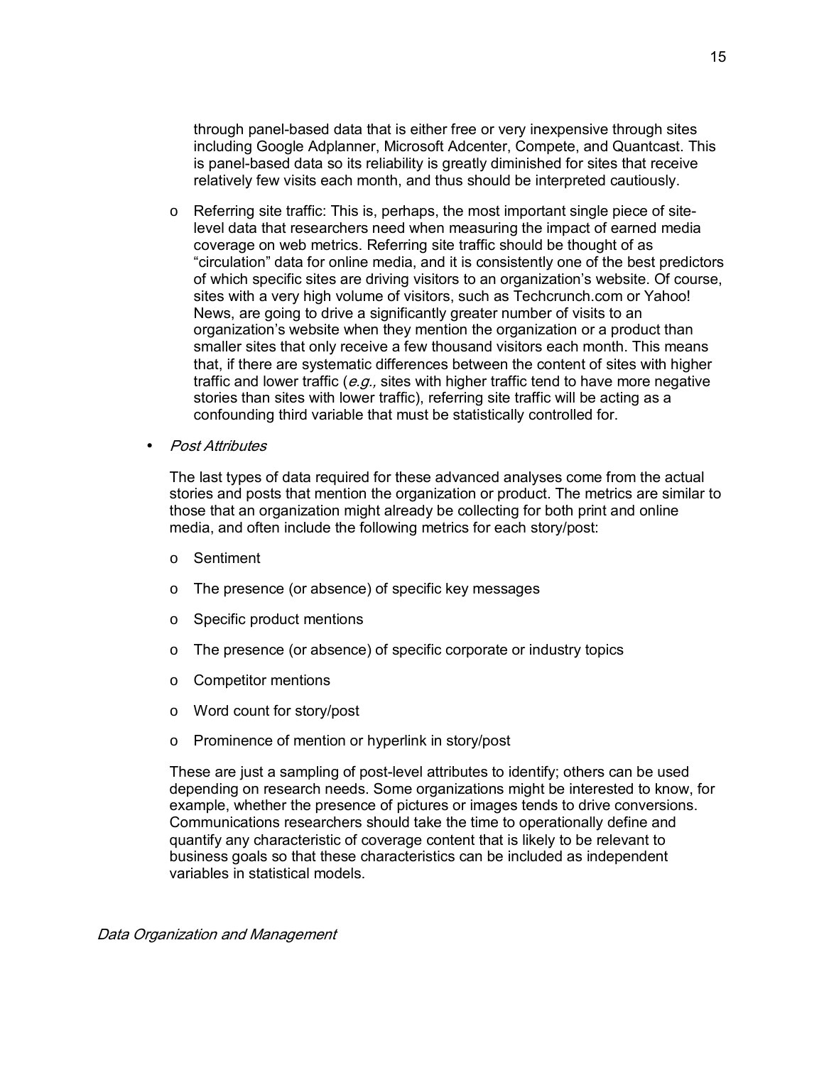through panel-based data that is either free or very inexpensive through sites including Google Adplanner, Microsoft Adcenter, Compete, and Quantcast. This is panel-based data so its reliability is greatly diminished for sites that receive relatively few visits each month, and thus should be interpreted cautiously.

- Referring site traffic: This is, perhaps, the most important single piece of site-level data that researchers need when measuring the impact of earned media coverage on web metrics. Referring site traffic should be thought of as "circulation" data for online media, and it is consistently one of the best predictors of which specific sites are driving visitors to an organization's website. Of course, sites with a very high volume of visitors, such as Techcrunch.com or Yahoo! News, are going to drive a significantly greater number of visits to an organization's website when they mention the organization or a product than smaller sites that only receive a few thousand visitors each month. This means that, if there are systematic differences between the content of sites with higher traffic and lower traffic (*e.g.,* sites with higher traffic tend to have more negative stories than sites with lower traffic), referring site traffic will be acting as a confounding third variable that must be statistically controlled for.

- *Post Attributes*

  The last types of data required for these advanced analyses come from the actual stories and posts that mention the organization or product. The metrics are similar to those that an organization might already be collecting for both print and online media, and often include the following metrics for each story/post:

  - Sentiment
  - The presence (or absence) of specific key messages
  - Specific product mentions
  - The presence (or absence) of specific corporate or industry topics
  - Competitor mentions
  - Word count for story/post
  - Prominence of mention or hyperlink in story/post

  These are just a sampling of post-level attributes to identify; others can be used depending on research needs. Some organizations might be interested to know, for example, whether the presence of pictures or images tends to drive conversions. Communications researchers should take the time to operationally define and quantify any characteristic of coverage content that is likely to be relevant to business goals so that these characteristics can be included as independent variables in statistical models.

*Data Organization and Management*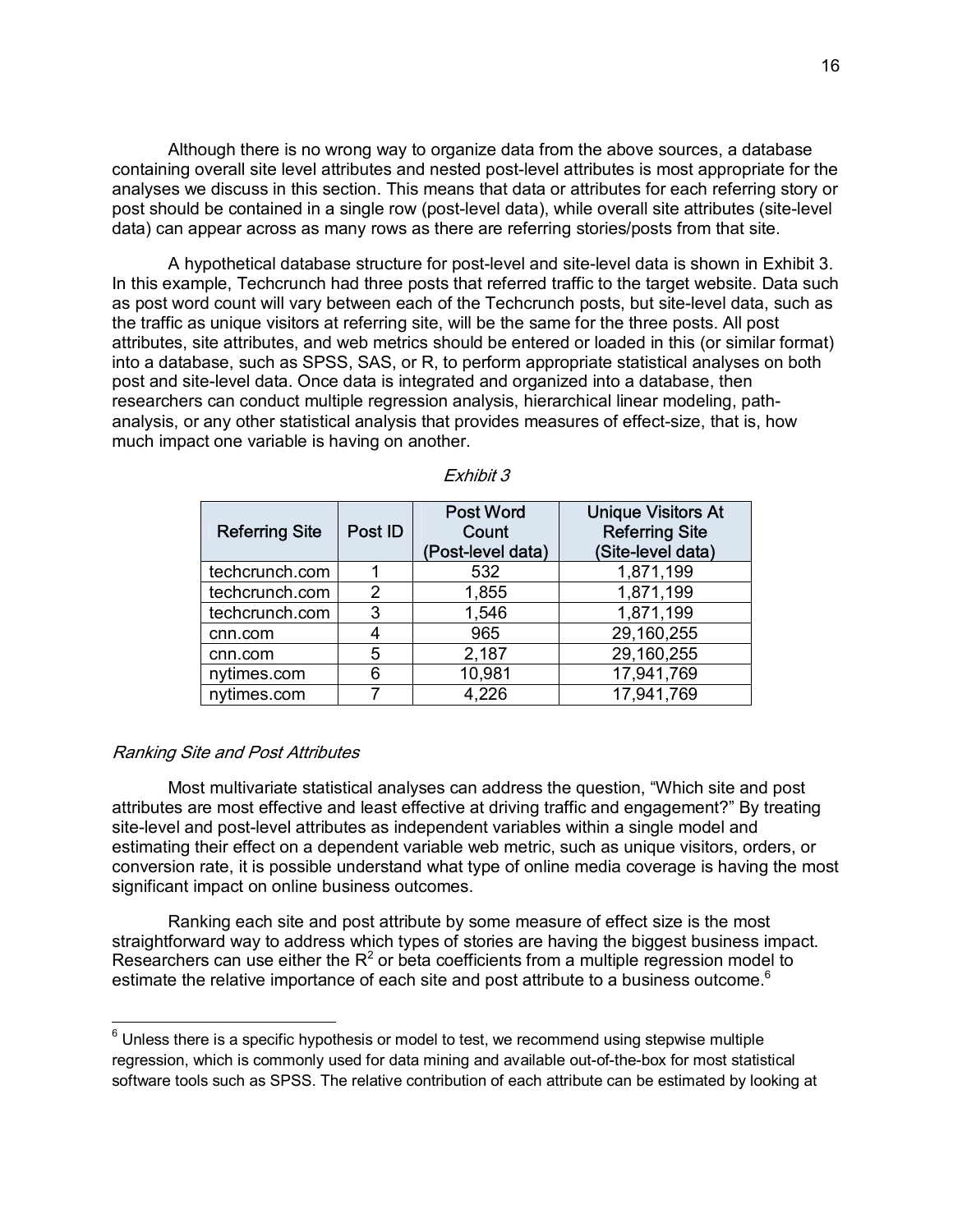Although there is no wrong way to organize data from the above sources, a database containing overall site level attributes and nested post-level attributes is most appropriate for the analyses we discuss in this section. This means that data or attributes for each referring story or post should be contained in a single row (post-level data), while overall site attributes (site-level data) can appear across as many rows as there are referring stories/posts from that site.

A hypothetical database structure for post-level and site-level data is shown in Exhibit 3. In this example, Techcrunch had three posts that referred traffic to the target website. Data such as post word count will vary between each of the Techcrunch posts, but site-level data, such as the traffic as unique visitors at referring site, will be the same for the three posts. All post attributes, site attributes, and web metrics should be entered or loaded in this (or similar format) into a database, such as SPSS, SAS, or R, to perform appropriate statistical analyses on both post and site-level data. Once data is integrated and organized into a database, then researchers can conduct multiple regression analysis, hierarchical linear modeling, path-analysis, or any other statistical analysis that provides measures of effect-size, that is, how much impact one variable is having on another.

*Exhibit 3*

| Referring Site | Post ID | Post Word Count (Post-level data) | Unique Visitors At Referring Site (Site-level data) |
|---|---|---|---|
| techcrunch.com | 1 | 532 | 1,871,199 |
| techcrunch.com | 2 | 1,855 | 1,871,199 |
| techcrunch.com | 3 | 1,546 | 1,871,199 |
| cnn.com | 4 | 965 | 29,160,255 |
| cnn.com | 5 | 2,187 | 29,160,255 |
| nytimes.com | 6 | 10,981 | 17,941,769 |
| nytimes.com | 7 | 4,226 | 17,941,769 |

*Ranking Site and Post Attributes*

Most multivariate statistical analyses can address the question, “Which site and post attributes are most effective and least effective at driving traffic and engagement?” By treating site-level and post-level attributes as independent variables within a single model and estimating their effect on a dependent variable web metric, such as unique visitors, orders, or conversion rate, it is possible understand what type of online media coverage is having the most significant impact on online business outcomes.

Ranking each site and post attribute by some measure of effect size is the most straightforward way to address which types of stories are having the biggest business impact. Researchers can use either the $R^2$ or beta coefficients from a multiple regression model to estimate the relative importance of each site and post attribute to a business outcome.[6]

[6] Unless there is a specific hypothesis or model to test, we recommend using stepwise multiple regression, which is commonly used for data mining and available out-of-the-box for most statistical software tools such as SPSS. The relative contribution of each attribute can be estimated by looking at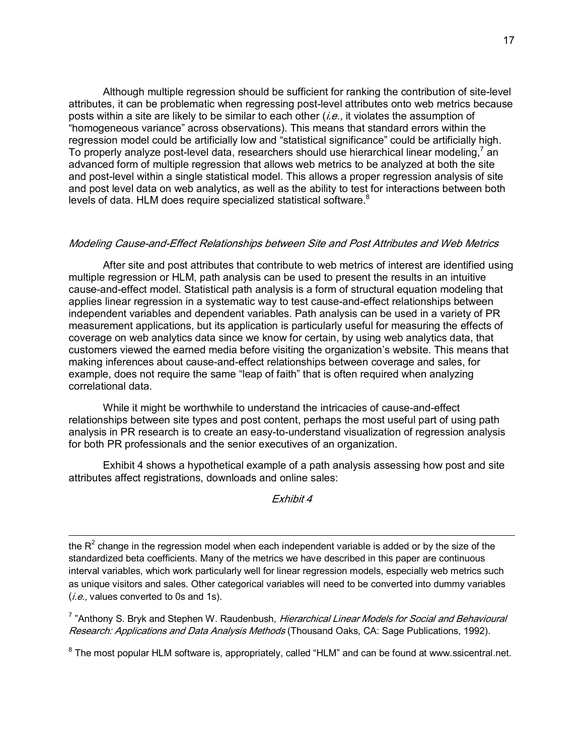Although multiple regression should be sufficient for ranking the contribution of site-level attributes, it can be problematic when regressing post-level attributes onto web metrics because posts within a site are likely to be similar to each other (*i.e.,* it violates the assumption of "homogeneous variance" across observations). This means that standard errors within the regression model could be artificially low and "statistical significance" could be artificially high. To properly analyze post-level data, researchers should use hierarchical linear modeling,[7] an advanced form of multiple regression that allows web metrics to be analyzed at both the site and post-level within a single statistical model. This allows a proper regression analysis of site and post level data on web analytics, as well as the ability to test for interactions between both levels of data. HLM does require specialized statistical software.[8]

*Modeling Cause-and-Effect Relationships between Site and Post Attributes and Web Metrics*

After site and post attributes that contribute to web metrics of interest are identified using multiple regression or HLM, path analysis can be used to present the results in an intuitive cause-and-effect model. Statistical path analysis is a form of structural equation modeling that applies linear regression in a systematic way to test cause-and-effect relationships between independent variables and dependent variables. Path analysis can be used in a variety of PR measurement applications, but its application is particularly useful for measuring the effects of coverage on web analytics data since we know for certain, by using web analytics data, that customers viewed the earned media before visiting the organization's website. This means that making inferences about cause-and-effect relationships between coverage and sales, for example, does not require the same "leap of faith" that is often required when analyzing correlational data.

While it might be worthwhile to understand the intricacies of cause-and-effect relationships between site types and post content, perhaps the most useful part of using path analysis in PR research is to create an easy-to-understand visualization of regression analysis for both PR professionals and the senior executives of an organization.

Exhibit 4 shows a hypothetical example of a path analysis assessing how post and site attributes affect registrations, downloads and online sales:

*Exhibit 4*

---

the $R^2$ change in the regression model when each independent variable is added or by the size of the standardized beta coefficients. Many of the metrics we have described in this paper are continuous interval variables, which work particularly well for linear regression models, especially web metrics such as unique visitors and sales. Other categorical variables will need to be converted into dummy variables (*i.e.,* values converted to 0s and 1s).

[7] "Anthony S. Bryk and Stephen W. Raudenbush, *Hierarchical Linear Models for Social and Behavioural Research: Applications and Data Analysis Methods* (Thousand Oaks, CA: Sage Publications, 1992).

[8] The most popular HLM software is, appropriately, called "HLM" and can be found at www.ssicentral.net.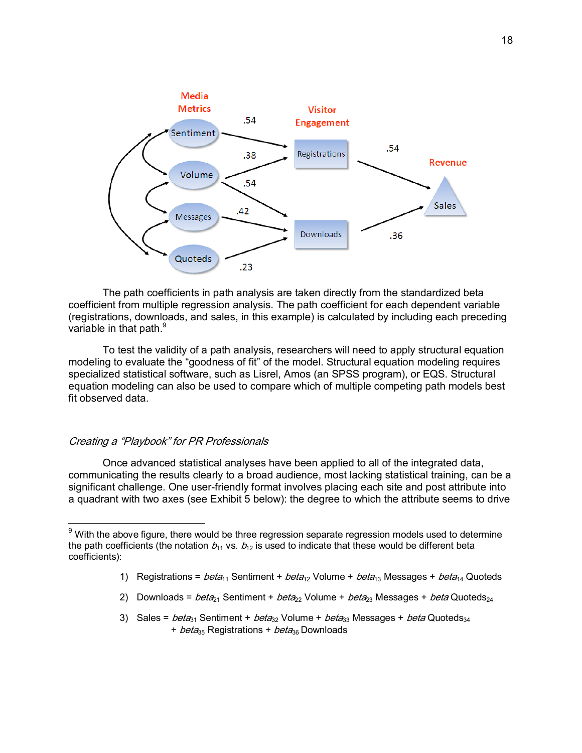The path coefficients in path analysis are taken directly from the standardized beta coefficient from multiple regression analysis. The path coefficient for each dependent variable (registrations, downloads, and sales, in this example) is calculated by including each preceding variable in that path.[9]

To test the validity of a path analysis, researchers will need to apply structural equation modeling to evaluate the "goodness of fit" of the model. Structural equation modeling requires specialized statistical software, such as Lisrel, Amos (an SPSS program), or EQS. Structural equation modeling can also be used to compare which of multiple competing path models best fit observed data.

### *Creating a "Playbook" for PR Professionals*

Once advanced statistical analyses have been applied to all of the integrated data, communicating the results clearly to a broad audience, most lacking statistical training, can be a significant challenge. One user-friendly format involves placing each site and post attribute into a quadrant with two axes (see Exhibit 5 below): the degree to which the attribute seems to drive

---

[9] With the above figure, there would be three regression separate regression models used to determine the path coefficients (the notation $b_{11}$ vs. $b_{12}$ is used to indicate that these would be different beta coefficients):

1) Registrations = $beta_{11}$ Sentiment + $beta_{12}$ Volume + $beta_{13}$ Messages + $beta_{14}$ Quoteds

2) Downloads = $beta_{21}$ Sentiment + $beta_{22}$ Volume + $beta_{23}$ Messages + $beta$ $Quoteds_{24}$

3) Sales = $beta_{31}$ Sentiment + $beta_{32}$ Volume + $beta_{33}$ Messages + $beta$ $Quoteds_{34}$ + $beta_{35}$ Registrations + $beta_{36}$ Downloads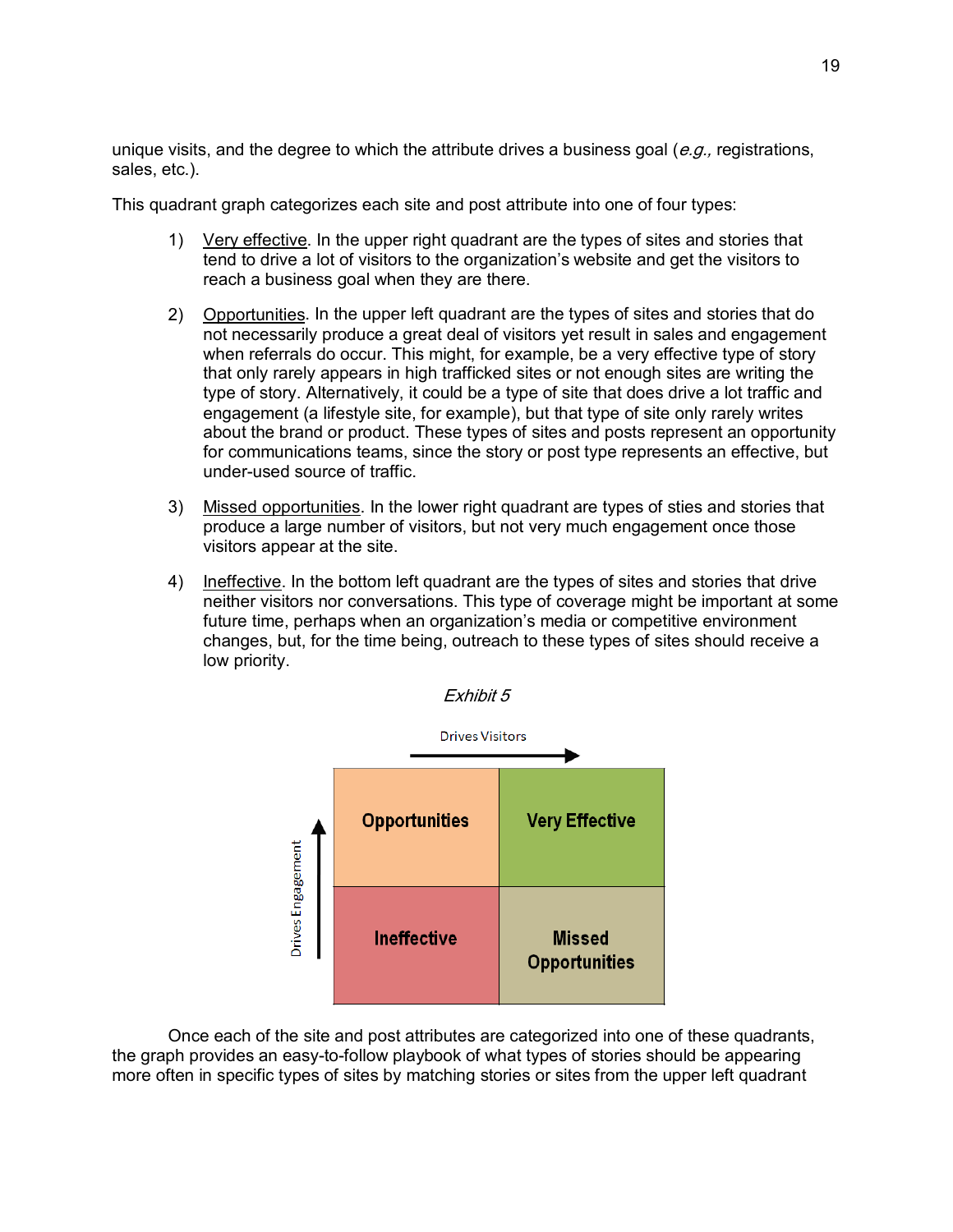unique visits, and the degree to which the attribute drives a business goal (*e.g.,* registrations, sales, etc.).

This quadrant graph categorizes each site and post attribute into one of four types:

1) Very effective. In the upper right quadrant are the types of sites and stories that tend to drive a lot of visitors to the organization's website and get the visitors to reach a business goal when they are there.

2) Opportunities. In the upper left quadrant are the types of sites and stories that do not necessarily produce a great deal of visitors yet result in sales and engagement when referrals do occur. This might, for example, be a very effective type of story that only rarely appears in high trafficked sites or not enough sites are writing the type of story. Alternatively, it could be a type of site that does drive a lot traffic and engagement (a lifestyle site, for example), but that type of site only rarely writes about the brand or product. These types of sites and posts represent an opportunity for communications teams, since the story or post type represents an effective, but under-used source of traffic.

3) Missed opportunities. In the lower right quadrant are types of sties and stories that produce a large number of visitors, but not very much engagement once those visitors appear at the site.

4) Ineffective. In the bottom left quadrant are the types of sites and stories that drive neither visitors nor conversations. This type of coverage might be important at some future time, perhaps when an organization's media or competitive environment changes, but, for the time being, outreach to these types of sites should receive a low priority.

*Exhibit 5*

Drives Visitors →

Drives Engagement ↑

| | Low Visitors | High Visitors |
|---|---|---|
| **High Engagement** | **Opportunities** | **Very Effective** |
| **Low Engagement** | **Ineffective** | **Missed Opportunities** |

Once each of the site and post attributes are categorized into one of these quadrants, the graph provides an easy-to-follow playbook of what types of stories should be appearing more often in specific types of sites by matching stories or sites from the upper left quadrant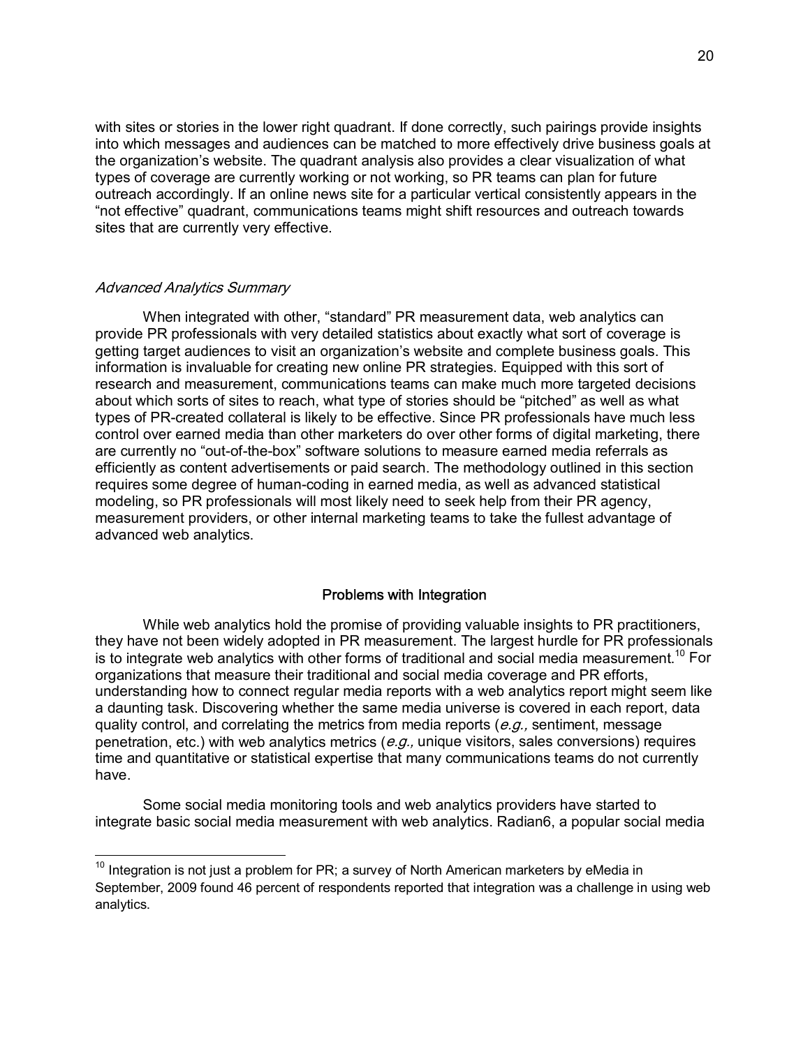with sites or stories in the lower right quadrant. If done correctly, such pairings provide insights into which messages and audiences can be matched to more effectively drive business goals at the organization's website. The quadrant analysis also provides a clear visualization of what types of coverage are currently working or not working, so PR teams can plan for future outreach accordingly. If an online news site for a particular vertical consistently appears in the "not effective" quadrant, communications teams might shift resources and outreach towards sites that are currently very effective.

### *Advanced Analytics Summary*

When integrated with other, "standard" PR measurement data, web analytics can provide PR professionals with very detailed statistics about exactly what sort of coverage is getting target audiences to visit an organization's website and complete business goals. This information is invaluable for creating new online PR strategies. Equipped with this sort of research and measurement, communications teams can make much more targeted decisions about which sorts of sites to reach, what type of stories should be "pitched" as well as what types of PR-created collateral is likely to be effective. Since PR professionals have much less control over earned media than other marketers do over other forms of digital marketing, there are currently no "out-of-the-box" software solutions to measure earned media referrals as efficiently as content advertisements or paid search. The methodology outlined in this section requires some degree of human-coding in earned media, as well as advanced statistical modeling, so PR professionals will most likely need to seek help from their PR agency, measurement providers, or other internal marketing teams to take the fullest advantage of advanced web analytics.

## Problems with Integration

While web analytics hold the promise of providing valuable insights to PR practitioners, they have not been widely adopted in PR measurement. The largest hurdle for PR professionals is to integrate web analytics with other forms of traditional and social media measurement.[10] For organizations that measure their traditional and social media coverage and PR efforts, understanding how to connect regular media reports with a web analytics report might seem like a daunting task. Discovering whether the same media universe is covered in each report, data quality control, and correlating the metrics from media reports (*e.g.,* sentiment, message penetration, etc.) with web analytics metrics (*e.g.,* unique visitors, sales conversions) requires time and quantitative or statistical expertise that many communications teams do not currently have.

Some social media monitoring tools and web analytics providers have started to integrate basic social media measurement with web analytics. Radian6, a popular social media

[10] Integration is not just a problem for PR; a survey of North American marketers by eMedia in September, 2009 found 46 percent of respondents reported that integration was a challenge in using web analytics.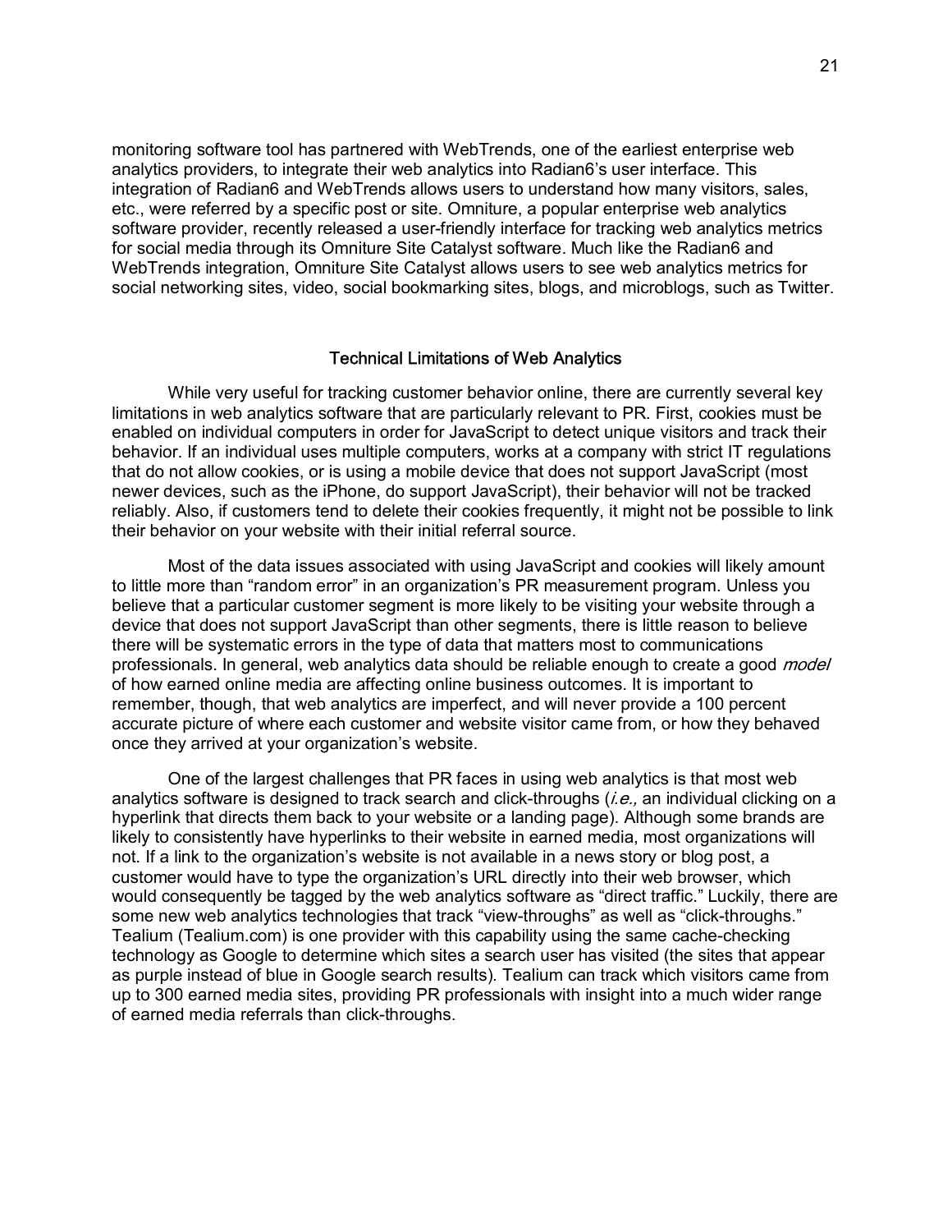monitoring software tool has partnered with WebTrends, one of the earliest enterprise web analytics providers, to integrate their web analytics into Radian6's user interface. This integration of Radian6 and WebTrends allows users to understand how many visitors, sales, etc., were referred by a specific post or site. Omniture, a popular enterprise web analytics software provider, recently released a user-friendly interface for tracking web analytics metrics for social media through its Omniture Site Catalyst software. Much like the Radian6 and WebTrends integration, Omniture Site Catalyst allows users to see web analytics metrics for social networking sites, video, social bookmarking sites, blogs, and microblogs, such as Twitter.

## Technical Limitations of Web Analytics

While very useful for tracking customer behavior online, there are currently several key limitations in web analytics software that are particularly relevant to PR. First, cookies must be enabled on individual computers in order for JavaScript to detect unique visitors and track their behavior. If an individual uses multiple computers, works at a company with strict IT regulations that do not allow cookies, or is using a mobile device that does not support JavaScript (most newer devices, such as the iPhone, do support JavaScript), their behavior will not be tracked reliably. Also, if customers tend to delete their cookies frequently, it might not be possible to link their behavior on your website with their initial referral source.

Most of the data issues associated with using JavaScript and cookies will likely amount to little more than "random error" in an organization's PR measurement program. Unless you believe that a particular customer segment is more likely to be visiting your website through a device that does not support JavaScript than other segments, there is little reason to believe there will be systematic errors in the type of data that matters most to communications professionals. In general, web analytics data should be reliable enough to create a good *model* of how earned online media are affecting online business outcomes. It is important to remember, though, that web analytics are imperfect, and will never provide a 100 percent accurate picture of where each customer and website visitor came from, or how they behaved once they arrived at your organization's website.

One of the largest challenges that PR faces in using web analytics is that most web analytics software is designed to track search and click-throughs (*i.e.,* an individual clicking on a hyperlink that directs them back to your website or a landing page). Although some brands are likely to consistently have hyperlinks to their website in earned media, most organizations will not. If a link to the organization's website is not available in a news story or blog post, a customer would have to type the organization's URL directly into their web browser, which would consequently be tagged by the web analytics software as "direct traffic." Luckily, there are some new web analytics technologies that track "view-throughs" as well as "click-throughs." Tealium (Tealium.com) is one provider with this capability using the same cache-checking technology as Google to determine which sites a search user has visited (the sites that appear as purple instead of blue in Google search results). Tealium can track which visitors came from up to 300 earned media sites, providing PR professionals with insight into a much wider range of earned media referrals than click-throughs.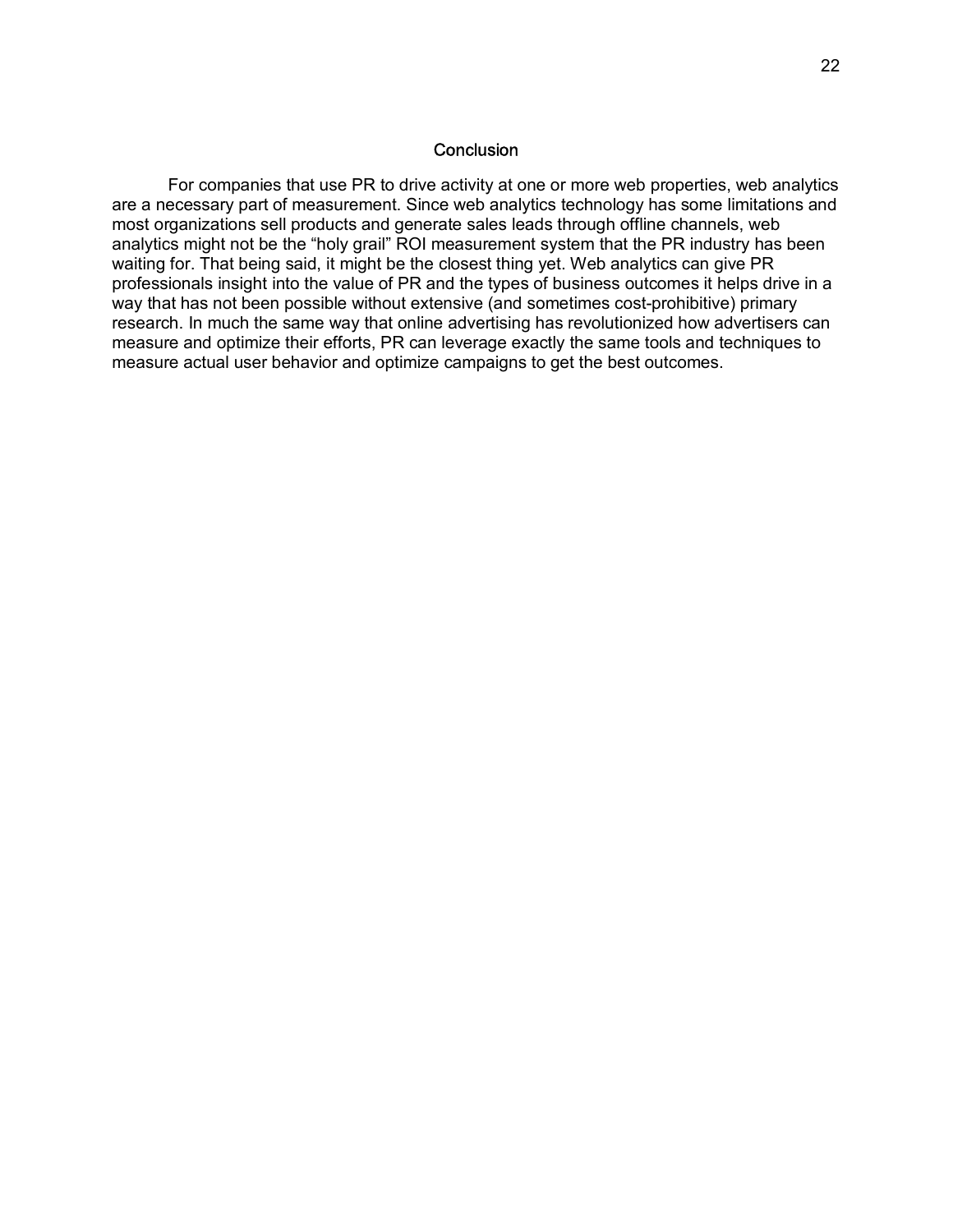## Conclusion

For companies that use PR to drive activity at one or more web properties, web analytics are a necessary part of measurement. Since web analytics technology has some limitations and most organizations sell products and generate sales leads through offline channels, web analytics might not be the “holy grail” ROI measurement system that the PR industry has been waiting for. That being said, it might be the closest thing yet. Web analytics can give PR professionals insight into the value of PR and the types of business outcomes it helps drive in a way that has not been possible without extensive (and sometimes cost-prohibitive) primary research. In much the same way that online advertising has revolutionized how advertisers can measure and optimize their efforts, PR can leverage exactly the same tools and techniques to measure actual user behavior and optimize campaigns to get the best outcomes.